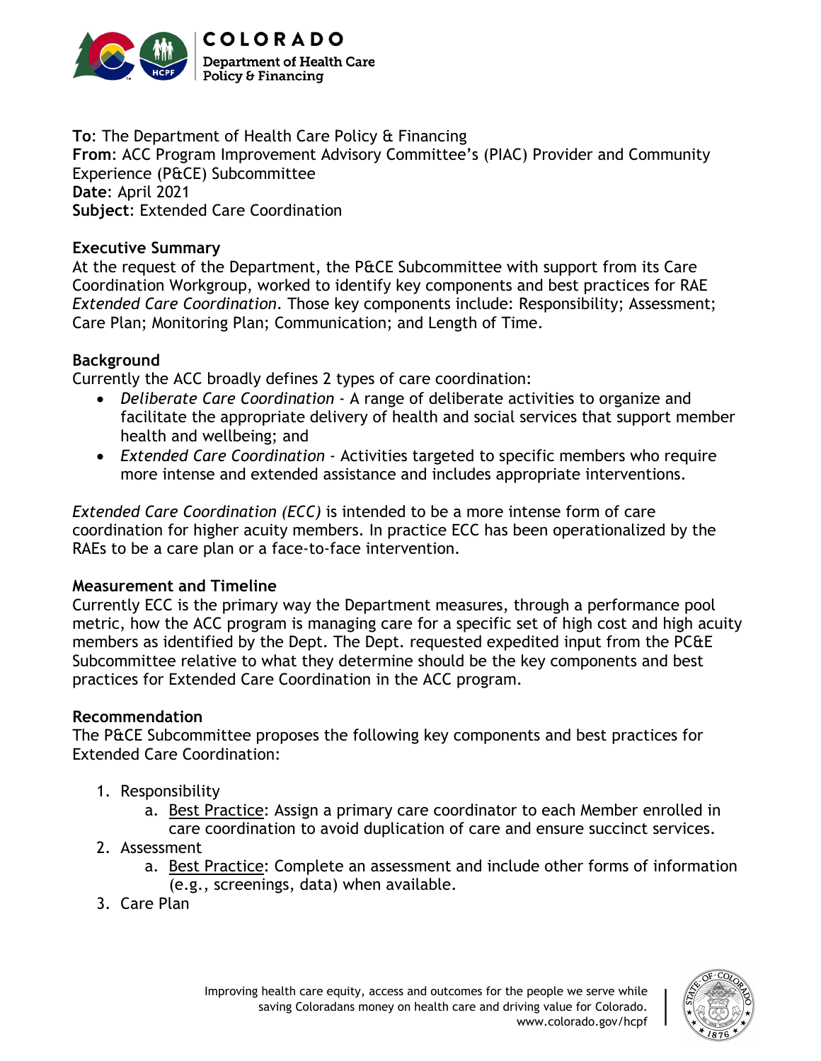**To**: The Department of Health Care Policy & Financing
**From**: ACC Program Improvement Advisory Committee's (PIAC) Provider and Community Experience (P&CE) Subcommittee
**Date**: April 2021
**Subject**: Extended Care Coordination

**Executive Summary**

At the request of the Department, the P&CE Subcommittee with support from its Care Coordination Workgroup, worked to identify key components and best practices for RAE *Extended Care Coordination*. Those key components include: Responsibility; Assessment; Care Plan; Monitoring Plan; Communication; and Length of Time.

**Background**

Currently the ACC broadly defines 2 types of care coordination:

- *Deliberate Care Coordination* - A range of deliberate activities to organize and facilitate the appropriate delivery of health and social services that support member health and wellbeing; and
- *Extended Care Coordination* - Activities targeted to specific members who require more intense and extended assistance and includes appropriate interventions.

*Extended Care Coordination (ECC)* is intended to be a more intense form of care coordination for higher acuity members. In practice ECC has been operationalized by the RAEs to be a care plan or a face-to-face intervention.

**Measurement and Timeline**

Currently ECC is the primary way the Department measures, through a performance pool metric, how the ACC program is managing care for a specific set of high cost and high acuity members as identified by the Dept. The Dept. requested expedited input from the PC&E Subcommittee relative to what they determine should be the key components and best practices for Extended Care Coordination in the ACC program.

**Recommendation**

The P&CE Subcommittee proposes the following key components and best practices for Extended Care Coordination:

1. Responsibility
    a. <u>Best Practice</u>: Assign a primary care coordinator to each Member enrolled in care coordination to avoid duplication of care and ensure succinct services.
2. Assessment
    a. <u>Best Practice</u>: Complete an assessment and include other forms of information (e.g., screenings, data) when available.
3. Care Plan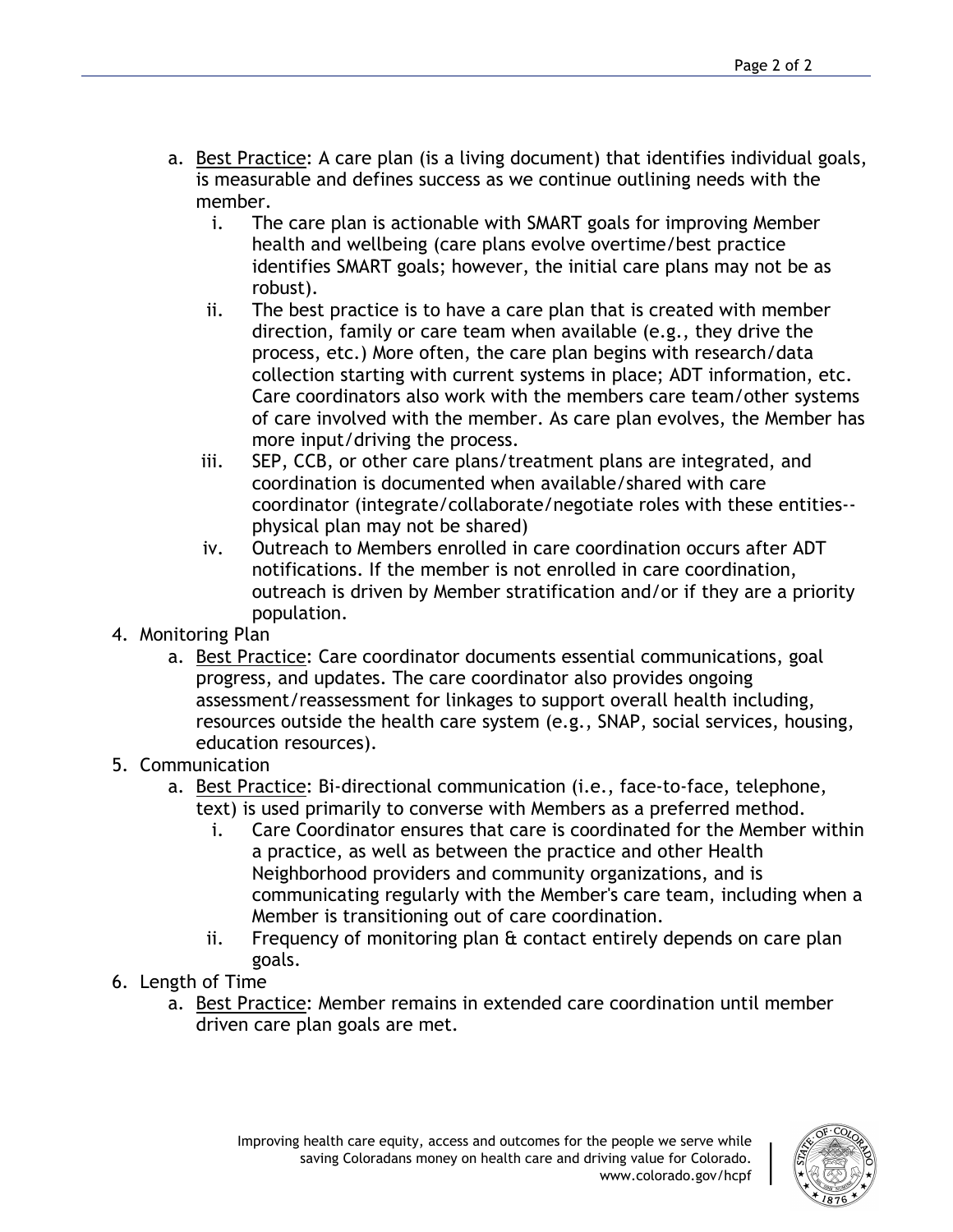a. <u>Best Practice</u>: A care plan (is a living document) that identifies individual goals, is measurable and defines success as we continue outlining needs with the member.
   i. The care plan is actionable with SMART goals for improving Member health and wellbeing (care plans evolve overtime/best practice identifies SMART goals; however, the initial care plans may not be as robust).
   ii. The best practice is to have a care plan that is created with member direction, family or care team when available (e.g., they drive the process, etc.) More often, the care plan begins with research/data collection starting with current systems in place; ADT information, etc. Care coordinators also work with the members care team/other systems of care involved with the member. As care plan evolves, the Member has more input/driving the process.
   iii. SEP, CCB, or other care plans/treatment plans are integrated, and coordination is documented when available/shared with care coordinator (integrate/collaborate/negotiate roles with these entities--physical plan may not be shared)
   iv. Outreach to Members enrolled in care coordination occurs after ADT notifications. If the member is not enrolled in care coordination, outreach is driven by Member stratification and/or if they are a priority population.

4. Monitoring Plan
   a. <u>Best Practice</u>: Care coordinator documents essential communications, goal progress, and updates. The care coordinator also provides ongoing assessment/reassessment for linkages to support overall health including, resources outside the health care system (e.g., SNAP, social services, housing, education resources).

5. Communication
   a. <u>Best Practice</u>: Bi-directional communication (i.e., face-to-face, telephone, text) is used primarily to converse with Members as a preferred method.
      i. Care Coordinator ensures that care is coordinated for the Member within a practice, as well as between the practice and other Health Neighborhood providers and community organizations, and is communicating regularly with the Member's care team, including when a Member is transitioning out of care coordination.
      ii. Frequency of monitoring plan & contact entirely depends on care plan goals.

6. Length of Time
   a. <u>Best Practice</u>: Member remains in extended care coordination until member driven care plan goals are met.